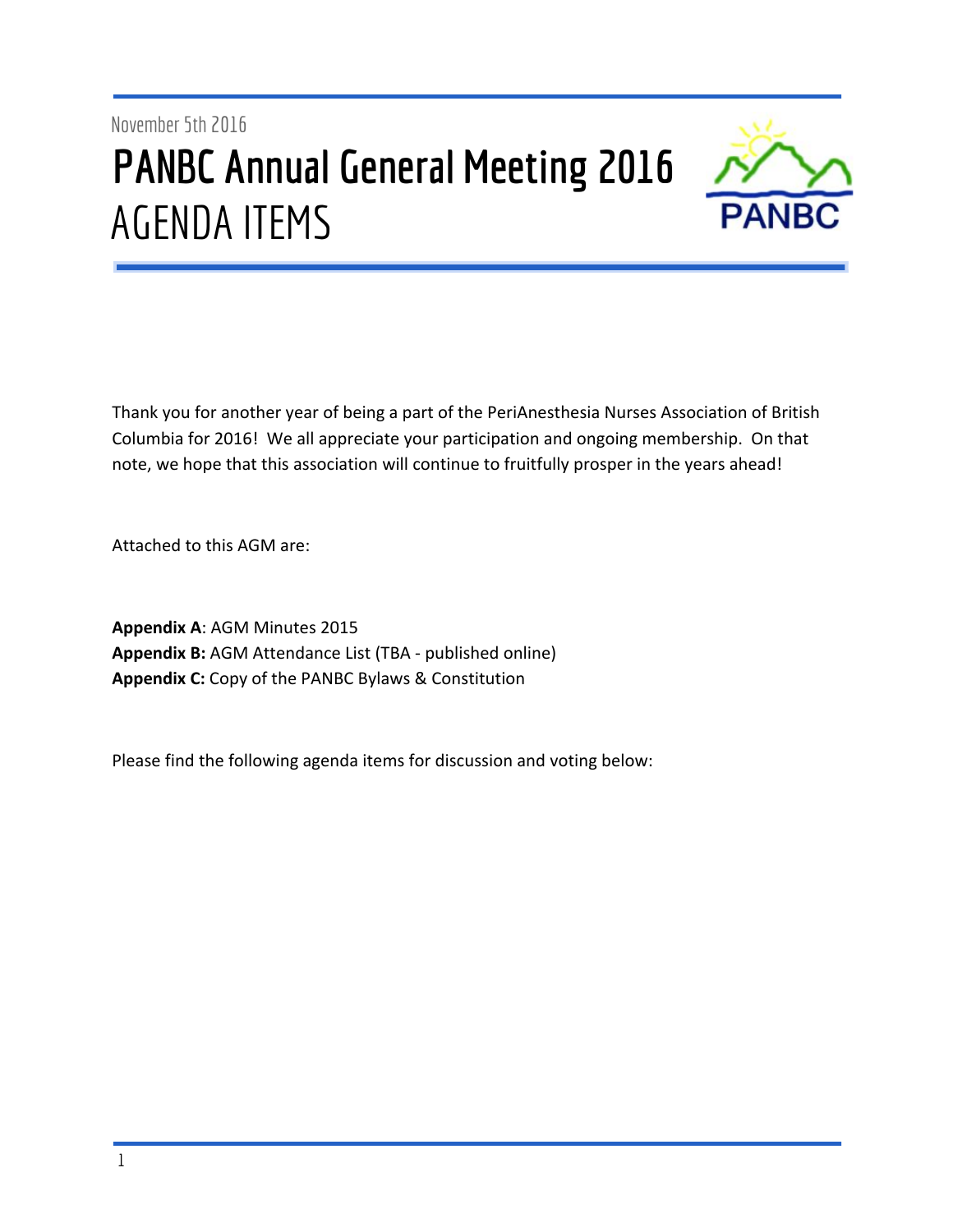November 5th 2016

# PANBC Annual General Meeting 2016

# AGENDA ITEMS

Thank you for another year of being a part of the PeriAnesthesia Nurses Association of British Columbia for 2016! We all appreciate your participation and ongoing membership. On that note, we hope that this association will continue to fruitfully prosper in the years ahead!

Attached to this AGM are:

**Appendix A**: AGM Minutes 2015
**Appendix B:** AGM Attendance List (TBA - published online)
**Appendix C:** Copy of the PANBC Bylaws & Constitution

Please find the following agenda items for discussion and voting below: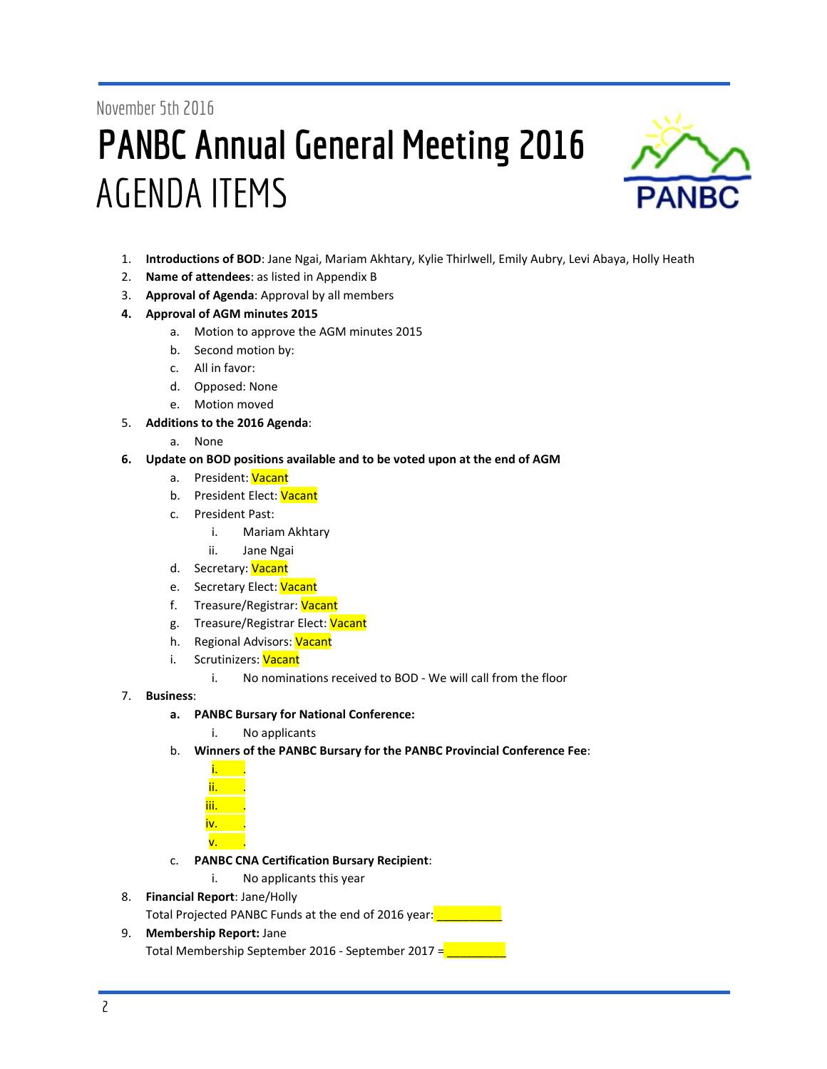November 5th 2016

# PANBC Annual General Meeting 2016

## AGENDA ITEMS

1. **Introductions of BOD**: Jane Ngai, Mariam Akhtary, Kylie Thirlwell, Emily Aubry, Levi Abaya, Holly Heath
2. **Name of attendees**: as listed in Appendix B
3. **Approval of Agenda**: Approval by all members
4. **Approval of AGM minutes 2015**
    a. Motion to approve the AGM minutes 2015
    b. Second motion by:
    c. All in favor:
    d. Opposed: None
    e. Motion moved
5. **Additions to the 2016 Agenda**:
    a. None
6. **Update on BOD positions available and to be voted upon at the end of AGM**
    a. President: Vacant
    b. President Elect: Vacant
    c. President Past:
        i. Mariam Akhtary
        ii. Jane Ngai
    d. Secretary: Vacant
    e. Secretary Elect: Vacant
    f. Treasure/Registrar: Vacant
    g. Treasure/Registrar Elect: Vacant
    h. Regional Advisors: Vacant
    i. Scrutinizers: Vacant
        i. No nominations received to BOD - We will call from the floor
7. **Business**:
    a. **PANBC Bursary for National Conference:**
        i. No applicants
    b. **Winners of the PANBC Bursary for the PANBC Provincial Conference Fee**:
        i. .
        ii. .
        iii. .
        iv. .
        v. .
    c. **PANBC CNA Certification Bursary Recipient**:
        i. No applicants this year
8. **Financial Report**: Jane/Holly
   Total Projected PANBC Funds at the end of 2016 year: __________
9. **Membership Report:** Jane
   Total Membership September 2016 - September 2017 = __________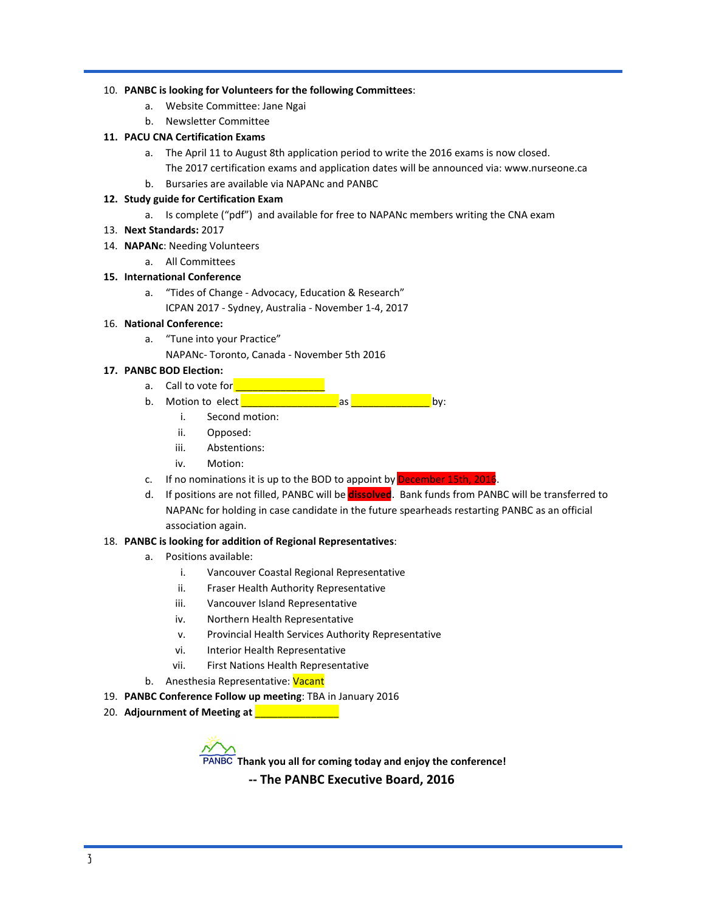10. **PANBC is looking for Volunteers for the following Committees**:
    a. Website Committee: Jane Ngai
    b. Newsletter Committee
11. **PACU CNA Certification Exams**
    a. The April 11 to August 8th application period to write the 2016 exams is now closed. The 2017 certification exams and application dates will be announced via: www.nurseone.ca
    b. Bursaries are available via NAPANc and PANBC
12. **Study guide for Certification Exam**
    a. Is complete ("pdf") and available for free to NAPANc members writing the CNA exam
13. **Next Standards:** 2017
14. **NAPANc**: Needing Volunteers
    a. All Committees
15. **International Conference**
    a. "Tides of Change - Advocacy, Education & Research" ICPAN 2017 - Sydney, Australia - November 1-4, 2017
16. **National Conference:**
    a. "Tune into your Practice" NAPANc- Toronto, Canada - November 5th 2016
17. **PANBC BOD Election:**
    a. Call to vote for ________________
    b. Motion to elect _________________ as ______________ by:
       i. Second motion:
       ii. Opposed:
       iii. Abstentions:
       iv. Motion:
    c. If no nominations it is up to the BOD to appoint by December 15th, 2016.
    d. If positions are not filled, PANBC will be **dissolved**. Bank funds from PANBC will be transferred to NAPANc for holding in case candidate in the future spearheads restarting PANBC as an official association again.
18. **PANBC is looking for addition of Regional Representatives**:
    a. Positions available:
       i. Vancouver Coastal Regional Representative
       ii. Fraser Health Authority Representative
       iii. Vancouver Island Representative
       iv. Northern Health Representative
       v. Provincial Health Services Authority Representative
       vi. Interior Health Representative
       vii. First Nations Health Representative
    b. Anesthesia Representative: Vacant
19. **PANBC Conference Follow up meeting**: TBA in January 2016
20. **Adjournment of Meeting at** _______________

PANBC **Thank you all for coming today and enjoy the conference!**

**-- The PANBC Executive Board, 2016**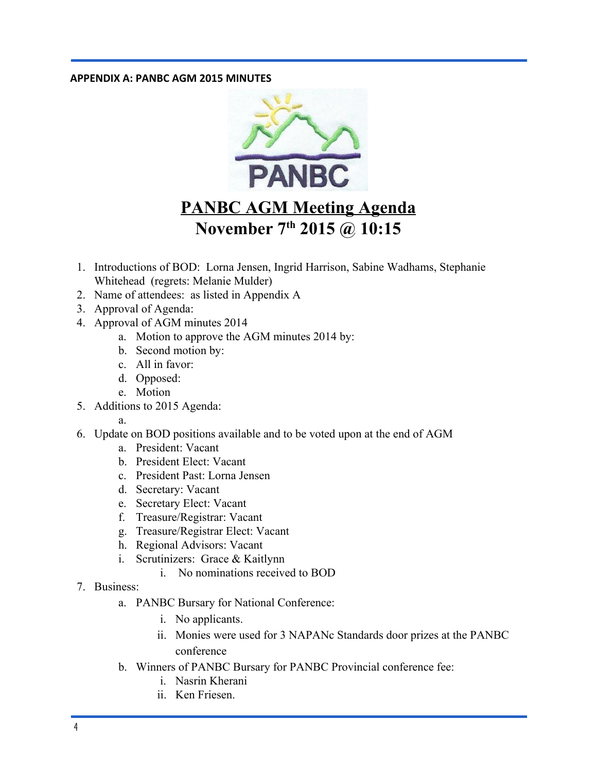**APPENDIX A: PANBC AGM 2015 MINUTES**

# PANBC AGM Meeting Agenda

## November 7th 2015 @ 10:15

1. Introductions of BOD: Lorna Jensen, Ingrid Harrison, Sabine Wadhams, Stephanie Whitehead (regrets: Melanie Mulder)
2. Name of attendees: as listed in Appendix A
3. Approval of Agenda:
4. Approval of AGM minutes 2014
   a. Motion to approve the AGM minutes 2014 by:
   b. Second motion by:
   c. All in favor:
   d. Opposed:
   e. Motion
5. Additions to 2015 Agenda:
   a.
6. Update on BOD positions available and to be voted upon at the end of AGM
   a. President: Vacant
   b. President Elect: Vacant
   c. President Past: Lorna Jensen
   d. Secretary: Vacant
   e. Secretary Elect: Vacant
   f. Treasure/Registrar: Vacant
   g. Treasure/Registrar Elect: Vacant
   h. Regional Advisors: Vacant
   i. Scrutinizers: Grace & Kaitlynn
      i. No nominations received to BOD
7. Business:
   a. PANBC Bursary for National Conference:
      i. No applicants.
      ii. Monies were used for 3 NAPANc Standards door prizes at the PANBC conference
   b. Winners of PANBC Bursary for PANBC Provincial conference fee:
      i. Nasrin Kherani
      ii. Ken Friesen.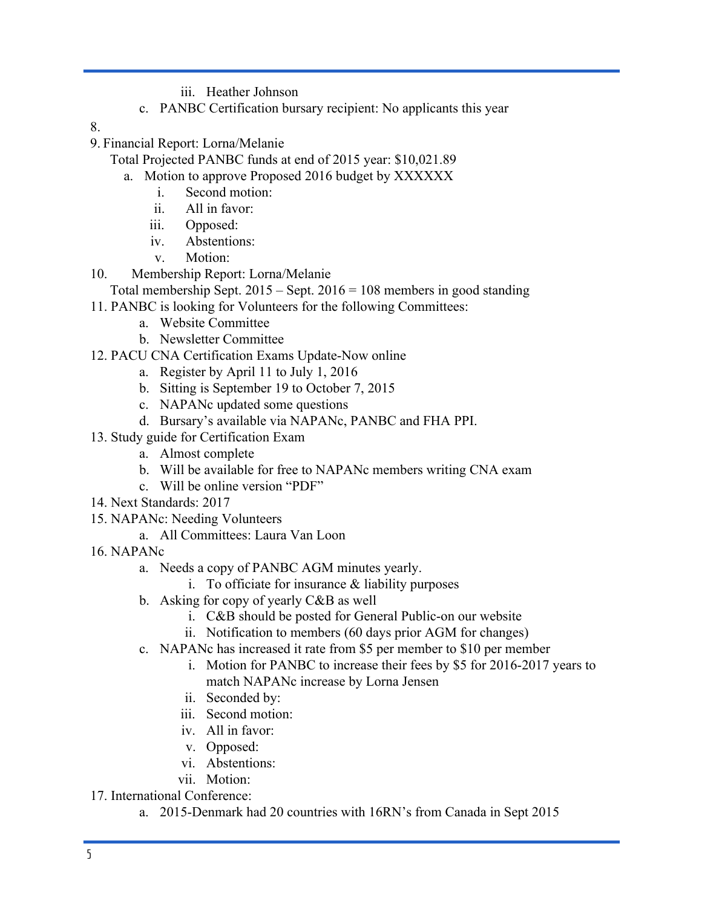iii. Heather Johnson

c. PANBC Certification bursary recipient: No applicants this year

8.

9. Financial Report: Lorna/Melanie

   Total Projected PANBC funds at end of 2015 year: $10,021.89

   a. Motion to approve Proposed 2016 budget by XXXXXX
      i. Second motion:
      ii. All in favor:
      iii. Opposed:
      iv. Abstentions:
      v. Motion:

10. Membership Report: Lorna/Melanie

    Total membership Sept. 2015 – Sept. 2016 = 108 members in good standing

11. PANBC is looking for Volunteers for the following Committees:
    a. Website Committee
    b. Newsletter Committee

12. PACU CNA Certification Exams Update-Now online
    a. Register by April 11 to July 1, 2016
    b. Sitting is September 19 to October 7, 2015
    c. NAPANc updated some questions
    d. Bursary's available via NAPANc, PANBC and FHA PPI.

13. Study guide for Certification Exam
    a. Almost complete
    b. Will be available for free to NAPANc members writing CNA exam
    c. Will be online version "PDF"

14. Next Standards: 2017

15. NAPANc: Needing Volunteers
    a. All Committees: Laura Van Loon

16. NAPANc
    a. Needs a copy of PANBC AGM minutes yearly.
       i. To officiate for insurance & liability purposes
    b. Asking for copy of yearly C&B as well
       i. C&B should be posted for General Public-on our website
       ii. Notification to members (60 days prior AGM for changes)
    c. NAPANc has increased it rate from $5 per member to $10 per member
       i. Motion for PANBC to increase their fees by $5 for 2016-2017 years to match NAPANc increase by Lorna Jensen
       ii. Seconded by:
       iii. Second motion:
       iv. All in favor:
       v. Opposed:
       vi. Abstentions:
       vii. Motion:

17. International Conference:
    a. 2015-Denmark had 20 countries with 16RN's from Canada in Sept 2015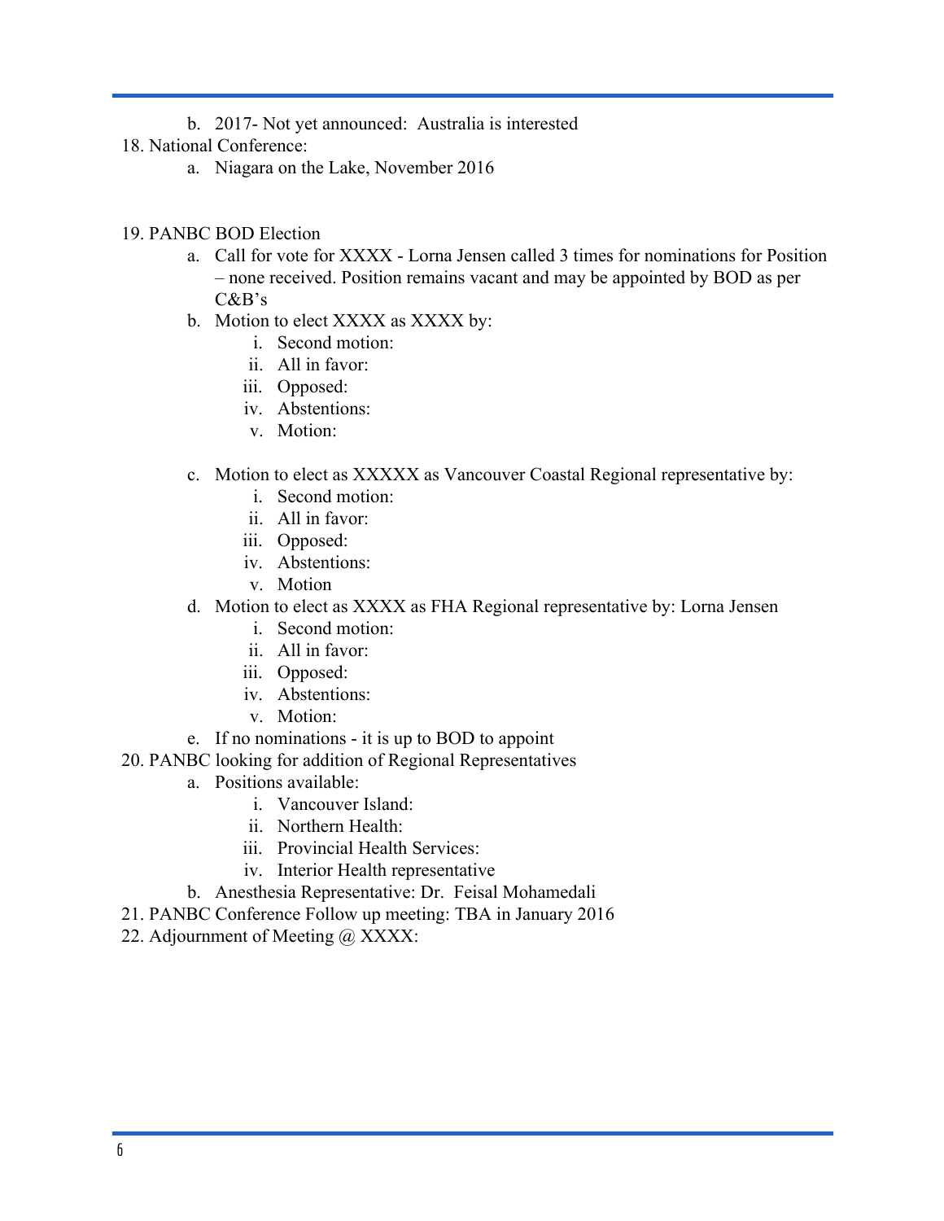b. 2017- Not yet announced: Australia is interested

18. National Conference:
   a. Niagara on the Lake, November 2016

19. PANBC BOD Election
   a. Call for vote for XXXX - Lorna Jensen called 3 times for nominations for Position – none received. Position remains vacant and may be appointed by BOD as per C&B's
   b. Motion to elect XXXX as XXXX by:
      i. Second motion:
      ii. All in favor:
      iii. Opposed:
      iv. Abstentions:
      v. Motion:

   c. Motion to elect as XXXXX as Vancouver Coastal Regional representative by:
      i. Second motion:
      ii. All in favor:
      iii. Opposed:
      iv. Abstentions:
      v. Motion
   d. Motion to elect as XXXX as FHA Regional representative by: Lorna Jensen
      i. Second motion:
      ii. All in favor:
      iii. Opposed:
      iv. Abstentions:
      v. Motion:
   e. If no nominations - it is up to BOD to appoint

20. PANBC looking for addition of Regional Representatives
   a. Positions available:
      i. Vancouver Island:
      ii. Northern Health:
      iii. Provincial Health Services:
      iv. Interior Health representative
   b. Anesthesia Representative: Dr. Feisal Mohamedali

21. PANBC Conference Follow up meeting: TBA in January 2016

22. Adjournment of Meeting @ XXXX: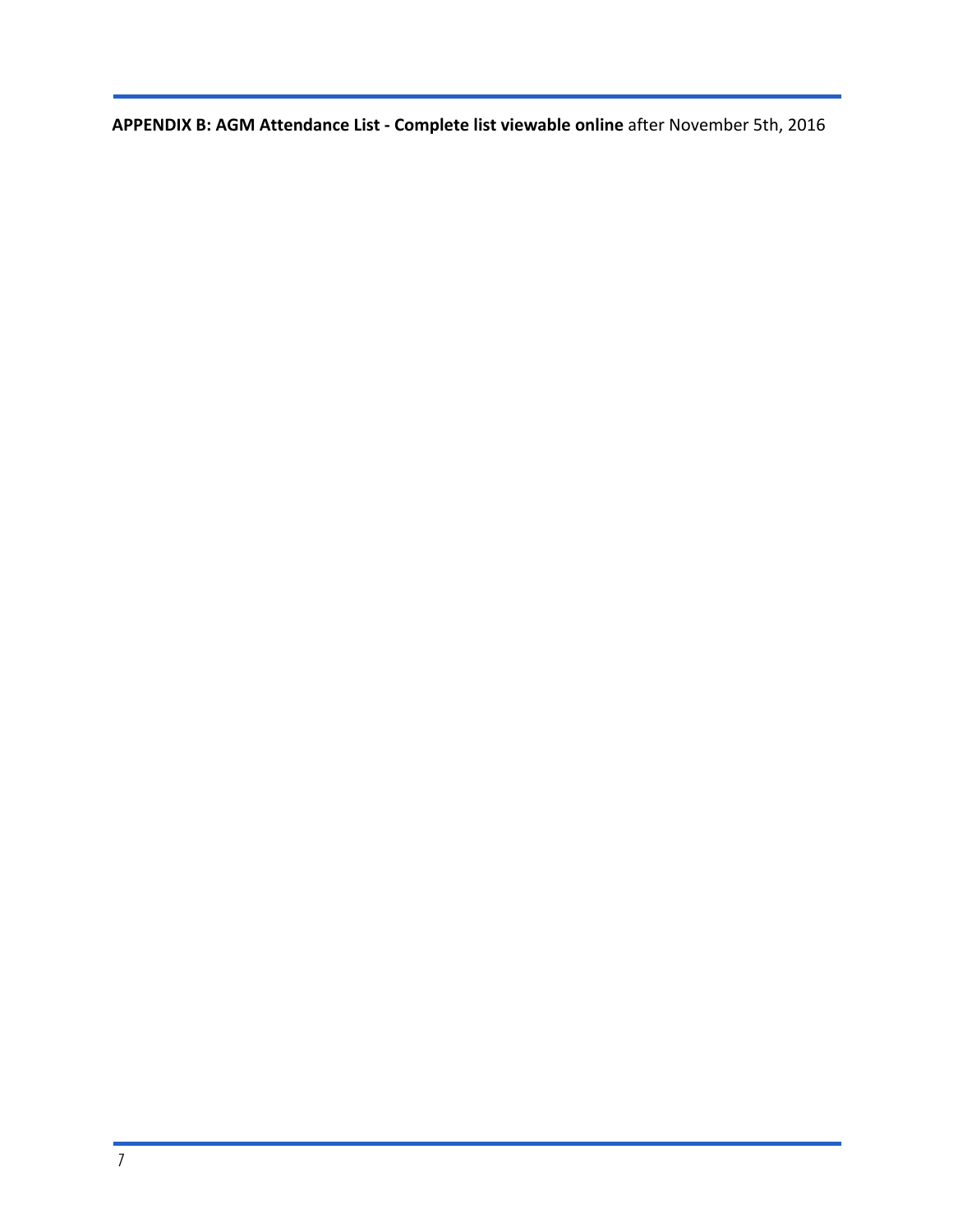**APPENDIX B: AGM Attendance List - Complete list viewable online** after November 5th, 2016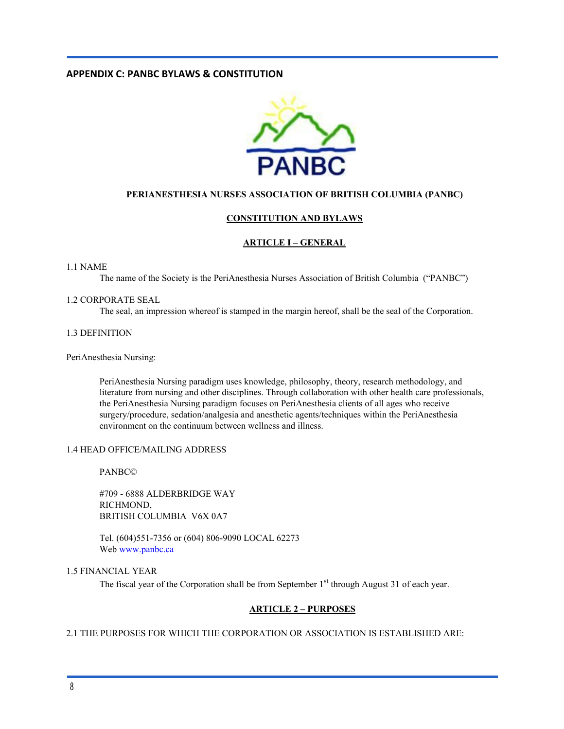## APPENDIX C: PANBC BYLAWS & CONSTITUTION

**PERIANESTHESIA NURSES ASSOCIATION OF BRITISH COLUMBIA (PANBC)**

**CONSTITUTION AND BYLAWS**

**ARTICLE I – GENERAL**

1.1 NAME

The name of the Society is the PeriAnesthesia Nurses Association of British Columbia ("PANBC")

1.2 CORPORATE SEAL

The seal, an impression whereof is stamped in the margin hereof, shall be the seal of the Corporation.

1.3 DEFINITION

PeriAnesthesia Nursing:

PeriAnesthesia Nursing paradigm uses knowledge, philosophy, theory, research methodology, and literature from nursing and other disciplines. Through collaboration with other health care professionals, the PeriAnesthesia Nursing paradigm focuses on PeriAnesthesia clients of all ages who receive surgery/procedure, sedation/analgesia and anesthetic agents/techniques within the PeriAnesthesia environment on the continuum between wellness and illness.

1.4 HEAD OFFICE/MAILING ADDRESS

PANBC©

#709 - 6888 ALDERBRIDGE WAY
RICHMOND,
BRITISH COLUMBIA V6X 0A7

Tel. (604)551-7356 or (604) 806-9090 LOCAL 62273
Web www.panbc.ca

1.5 FINANCIAL YEAR

The fiscal year of the Corporation shall be from September 1st through August 31 of each year.

**ARTICLE 2 – PURPOSES**

2.1 THE PURPOSES FOR WHICH THE CORPORATION OR ASSOCIATION IS ESTABLISHED ARE: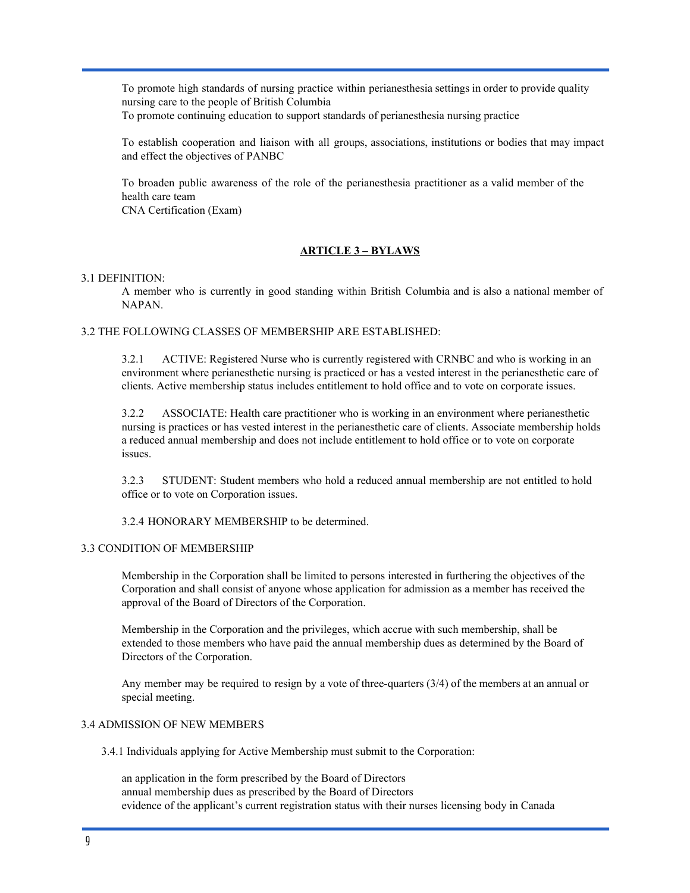To promote high standards of nursing practice within perianesthesia settings in order to provide quality nursing care to the people of British Columbia
To promote continuing education to support standards of perianesthesia nursing practice

To establish cooperation and liaison with all groups, associations, institutions or bodies that may impact and effect the objectives of PANBC

To broaden public awareness of the role of the perianesthesia practitioner as a valid member of the health care team
CNA Certification (Exam)

## ARTICLE 3 – BYLAWS

3.1 DEFINITION:

A member who is currently in good standing within British Columbia and is also a national member of NAPAN.

3.2 THE FOLLOWING CLASSES OF MEMBERSHIP ARE ESTABLISHED:

3.2.1 ACTIVE: Registered Nurse who is currently registered with CRNBC and who is working in an environment where perianesthetic nursing is practiced or has a vested interest in the perianesthetic care of clients. Active membership status includes entitlement to hold office and to vote on corporate issues.

3.2.2 ASSOCIATE: Health care practitioner who is working in an environment where perianesthetic nursing is practices or has vested interest in the perianesthetic care of clients. Associate membership holds a reduced annual membership and does not include entitlement to hold office or to vote on corporate issues.

3.2.3 STUDENT: Student members who hold a reduced annual membership are not entitled to hold office or to vote on Corporation issues.

3.2.4 HONORARY MEMBERSHIP to be determined.

3.3 CONDITION OF MEMBERSHIP

Membership in the Corporation shall be limited to persons interested in furthering the objectives of the Corporation and shall consist of anyone whose application for admission as a member has received the approval of the Board of Directors of the Corporation.

Membership in the Corporation and the privileges, which accrue with such membership, shall be extended to those members who have paid the annual membership dues as determined by the Board of Directors of the Corporation.

Any member may be required to resign by a vote of three-quarters (3/4) of the members at an annual or special meeting.

3.4 ADMISSION OF NEW MEMBERS

3.4.1 Individuals applying for Active Membership must submit to the Corporation:

an application in the form prescribed by the Board of Directors
annual membership dues as prescribed by the Board of Directors
evidence of the applicant's current registration status with their nurses licensing body in Canada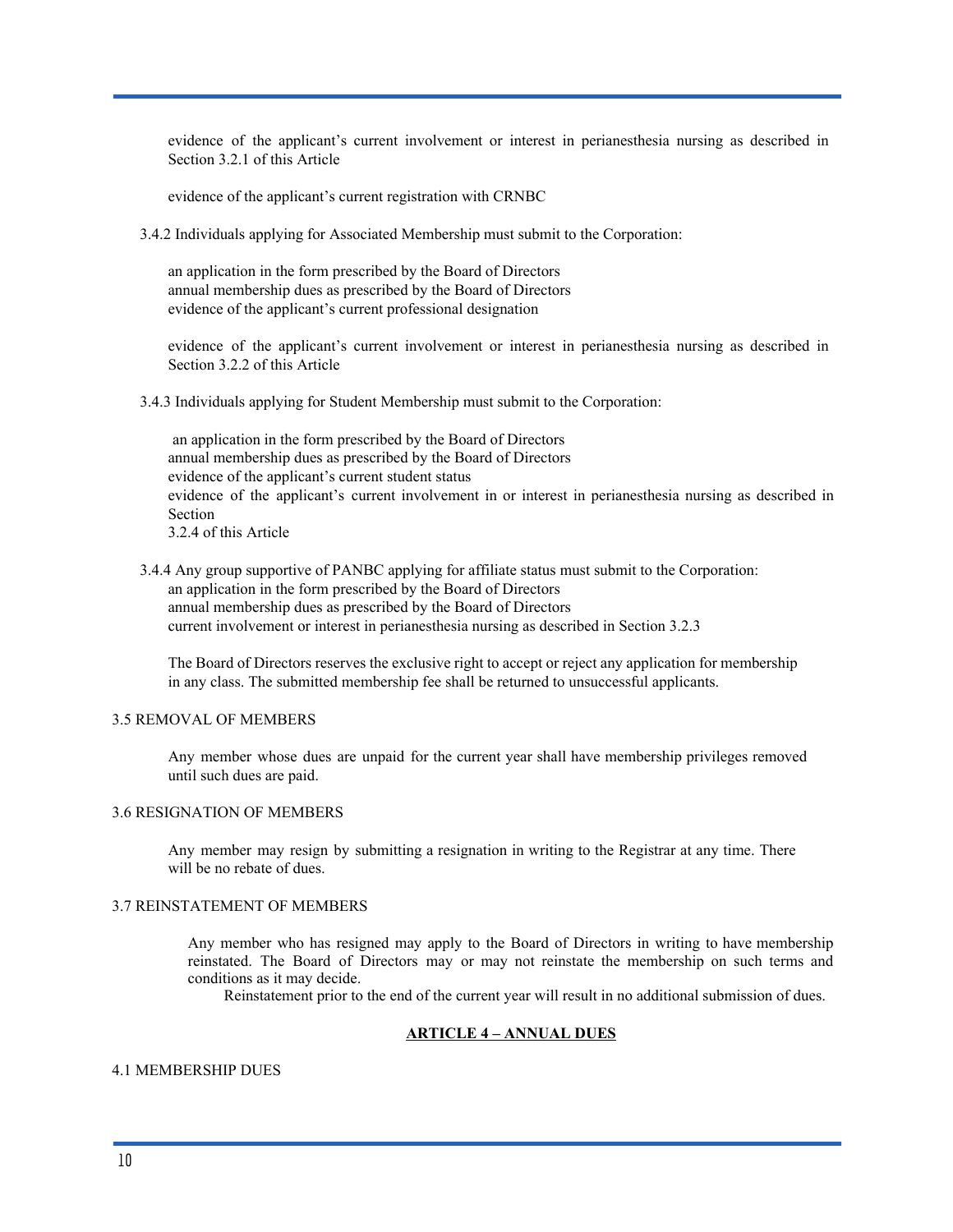evidence of the applicant's current involvement or interest in perianesthesia nursing as described in Section 3.2.1 of this Article

evidence of the applicant's current registration with CRNBC

3.4.2 Individuals applying for Associated Membership must submit to the Corporation:

an application in the form prescribed by the Board of Directors
annual membership dues as prescribed by the Board of Directors
evidence of the applicant's current professional designation

evidence of the applicant's current involvement or interest in perianesthesia nursing as described in Section 3.2.2 of this Article

3.4.3 Individuals applying for Student Membership must submit to the Corporation:

an application in the form prescribed by the Board of Directors
annual membership dues as prescribed by the Board of Directors
evidence of the applicant's current student status
evidence of the applicant's current involvement in or interest in perianesthesia nursing as described in Section
3.2.4 of this Article

3.4.4 Any group supportive of PANBC applying for affiliate status must submit to the Corporation:
an application in the form prescribed by the Board of Directors
annual membership dues as prescribed by the Board of Directors
current involvement or interest in perianesthesia nursing as described in Section 3.2.3

The Board of Directors reserves the exclusive right to accept or reject any application for membership in any class. The submitted membership fee shall be returned to unsuccessful applicants.

3.5 REMOVAL OF MEMBERS

Any member whose dues are unpaid for the current year shall have membership privileges removed until such dues are paid.

3.6 RESIGNATION OF MEMBERS

Any member may resign by submitting a resignation in writing to the Registrar at any time. There will be no rebate of dues.

3.7 REINSTATEMENT OF MEMBERS

Any member who has resigned may apply to the Board of Directors in writing to have membership reinstated. The Board of Directors may or may not reinstate the membership on such terms and conditions as it may decide.
Reinstatement prior to the end of the current year will result in no additional submission of dues.

## ARTICLE 4 – ANNUAL DUES

4.1 MEMBERSHIP DUES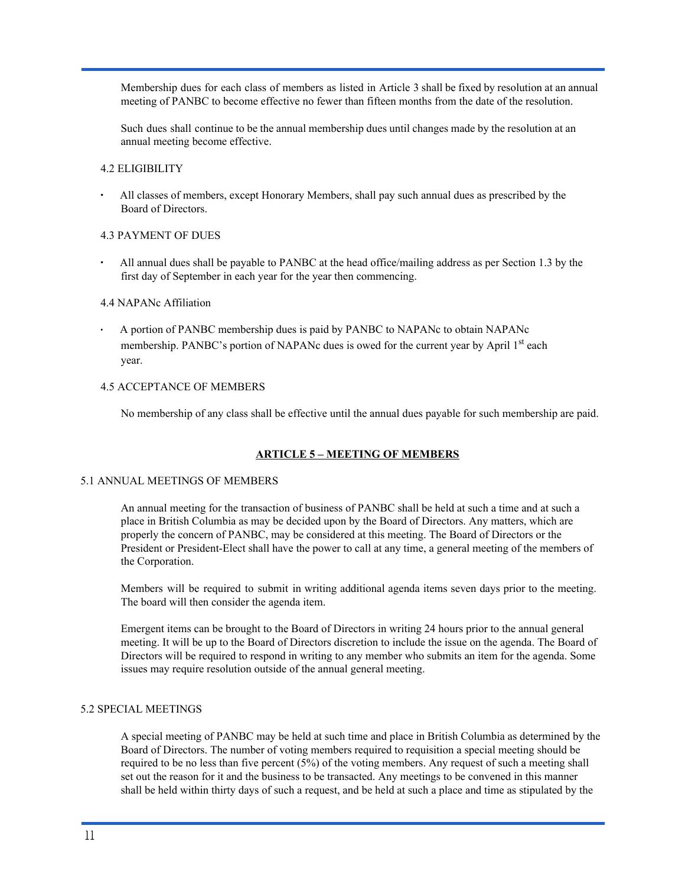Membership dues for each class of members as listed in Article 3 shall be fixed by resolution at an annual meeting of PANBC to become effective no fewer than fifteen months from the date of the resolution.

Such dues shall continue to be the annual membership dues until changes made by the resolution at an annual meeting become effective.

4.2 ELIGIBILITY

- All classes of members, except Honorary Members, shall pay such annual dues as prescribed by the Board of Directors.

4.3 PAYMENT OF DUES

- All annual dues shall be payable to PANBC at the head office/mailing address as per Section 1.3 by the first day of September in each year for the year then commencing.

4.4 NAPANc Affiliation

- A portion of PANBC membership dues is paid by PANBC to NAPANc to obtain NAPANc membership. PANBC's portion of NAPANc dues is owed for the current year by April 1st each year.

4.5 ACCEPTANCE OF MEMBERS

No membership of any class shall be effective until the annual dues payable for such membership are paid.

## ARTICLE 5 – MEETING OF MEMBERS

5.1 ANNUAL MEETINGS OF MEMBERS

An annual meeting for the transaction of business of PANBC shall be held at such a time and at such a place in British Columbia as may be decided upon by the Board of Directors. Any matters, which are properly the concern of PANBC, may be considered at this meeting. The Board of Directors or the President or President-Elect shall have the power to call at any time, a general meeting of the members of the Corporation.

Members will be required to submit in writing additional agenda items seven days prior to the meeting. The board will then consider the agenda item.

Emergent items can be brought to the Board of Directors in writing 24 hours prior to the annual general meeting. It will be up to the Board of Directors discretion to include the issue on the agenda. The Board of Directors will be required to respond in writing to any member who submits an item for the agenda. Some issues may require resolution outside of the annual general meeting.

5.2 SPECIAL MEETINGS

A special meeting of PANBC may be held at such time and place in British Columbia as determined by the Board of Directors. The number of voting members required to requisition a special meeting should be required to be no less than five percent (5%) of the voting members. Any request of such a meeting shall set out the reason for it and the business to be transacted. Any meetings to be convened in this manner shall be held within thirty days of such a request, and be held at such a place and time as stipulated by the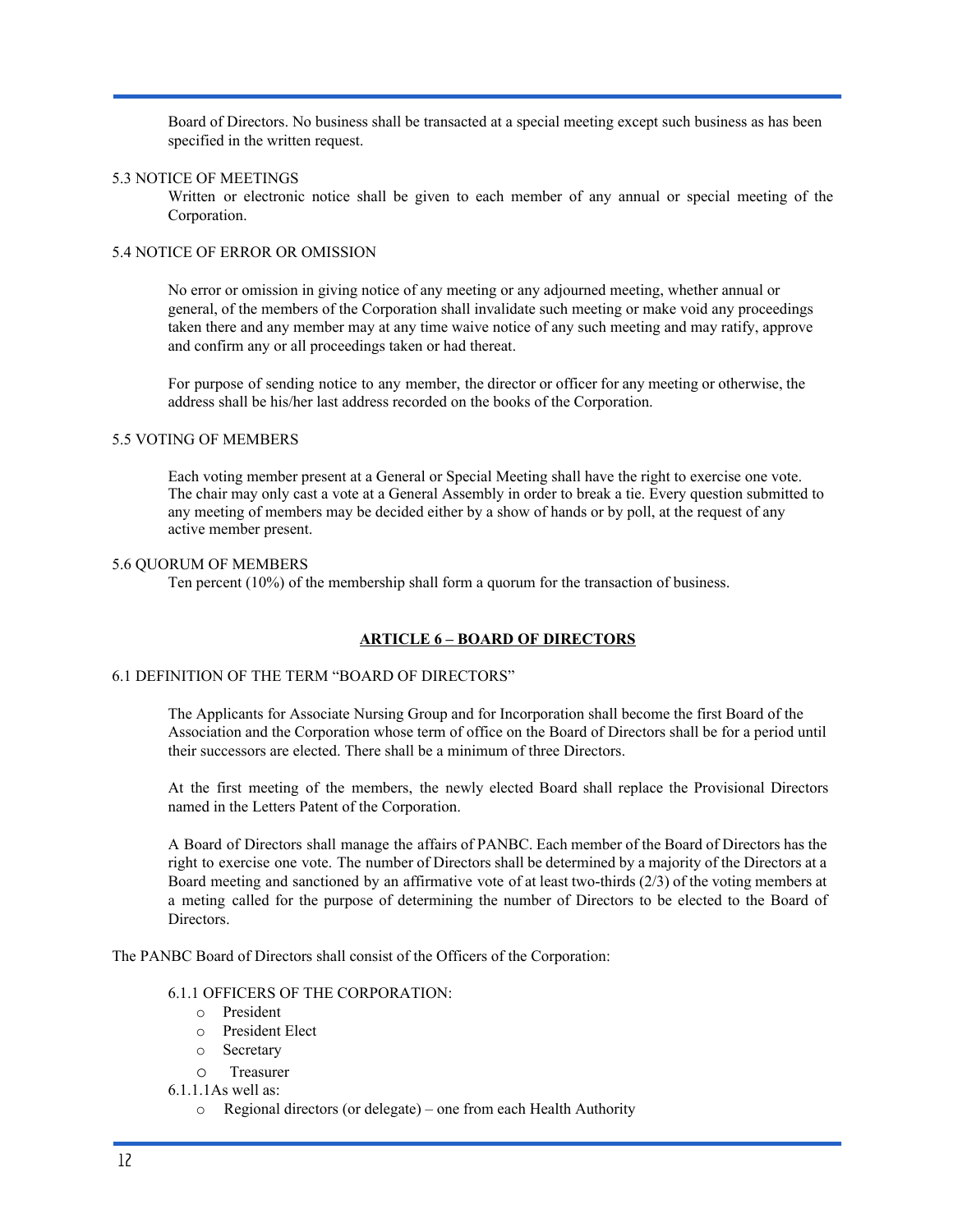Board of Directors. No business shall be transacted at a special meeting except such business as has been specified in the written request.

5.3 NOTICE OF MEETINGS

Written or electronic notice shall be given to each member of any annual or special meeting of the Corporation.

5.4 NOTICE OF ERROR OR OMISSION

No error or omission in giving notice of any meeting or any adjourned meeting, whether annual or general, of the members of the Corporation shall invalidate such meeting or make void any proceedings taken there and any member may at any time waive notice of any such meeting and may ratify, approve and confirm any or all proceedings taken or had thereat.

For purpose of sending notice to any member, the director or officer for any meeting or otherwise, the address shall be his/her last address recorded on the books of the Corporation.

5.5 VOTING OF MEMBERS

Each voting member present at a General or Special Meeting shall have the right to exercise one vote. The chair may only cast a vote at a General Assembly in order to break a tie. Every question submitted to any meeting of members may be decided either by a show of hands or by poll, at the request of any active member present.

5.6 QUORUM OF MEMBERS

Ten percent (10%) of the membership shall form a quorum for the transaction of business.

## ARTICLE 6 – BOARD OF DIRECTORS

6.1 DEFINITION OF THE TERM "BOARD OF DIRECTORS"

The Applicants for Associate Nursing Group and for Incorporation shall become the first Board of the Association and the Corporation whose term of office on the Board of Directors shall be for a period until their successors are elected. There shall be a minimum of three Directors.

At the first meeting of the members, the newly elected Board shall replace the Provisional Directors named in the Letters Patent of the Corporation.

A Board of Directors shall manage the affairs of PANBC. Each member of the Board of Directors has the right to exercise one vote. The number of Directors shall be determined by a majority of the Directors at a Board meeting and sanctioned by an affirmative vote of at least two-thirds (2/3) of the voting members at a meting called for the purpose of determining the number of Directors to be elected to the Board of Directors.

The PANBC Board of Directors shall consist of the Officers of the Corporation:

6.1.1 OFFICERS OF THE CORPORATION:

- President
- President Elect
- Secretary
- Treasurer

6.1.1.1As well as:

- Regional directors (or delegate) – one from each Health Authority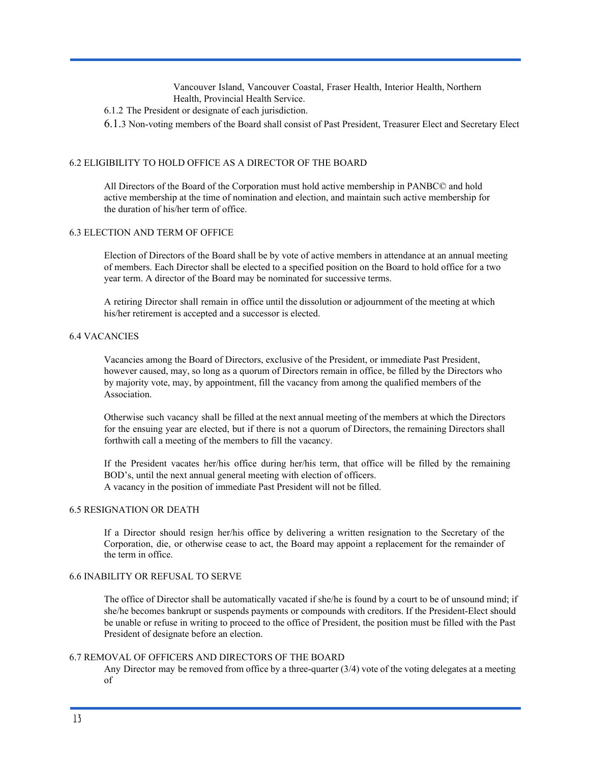Vancouver Island, Vancouver Coastal, Fraser Health, Interior Health, Northern Health, Provincial Health Service.

6.1.2 The President or designate of each jurisdiction.

6.1.3 Non-voting members of the Board shall consist of Past President, Treasurer Elect and Secretary Elect

### 6.2 ELIGIBILITY TO HOLD OFFICE AS A DIRECTOR OF THE BOARD

All Directors of the Board of the Corporation must hold active membership in PANBC© and hold active membership at the time of nomination and election, and maintain such active membership for the duration of his/her term of office.

### 6.3 ELECTION AND TERM OF OFFICE

Election of Directors of the Board shall be by vote of active members in attendance at an annual meeting of members. Each Director shall be elected to a specified position on the Board to hold office for a two year term. A director of the Board may be nominated for successive terms.

A retiring Director shall remain in office until the dissolution or adjournment of the meeting at which his/her retirement is accepted and a successor is elected.

### 6.4 VACANCIES

Vacancies among the Board of Directors, exclusive of the President, or immediate Past President, however caused, may, so long as a quorum of Directors remain in office, be filled by the Directors who by majority vote, may, by appointment, fill the vacancy from among the qualified members of the Association.

Otherwise such vacancy shall be filled at the next annual meeting of the members at which the Directors for the ensuing year are elected, but if there is not a quorum of Directors, the remaining Directors shall forthwith call a meeting of the members to fill the vacancy.

If the President vacates her/his office during her/his term, that office will be filled by the remaining BOD's, until the next annual general meeting with election of officers.
A vacancy in the position of immediate Past President will not be filled.

### 6.5 RESIGNATION OR DEATH

If a Director should resign her/his office by delivering a written resignation to the Secretary of the Corporation, die, or otherwise cease to act, the Board may appoint a replacement for the remainder of the term in office.

### 6.6 INABILITY OR REFUSAL TO SERVE

The office of Director shall be automatically vacated if she/he is found by a court to be of unsound mind; if she/he becomes bankrupt or suspends payments or compounds with creditors. If the President-Elect should be unable or refuse in writing to proceed to the office of President, the position must be filled with the Past President of designate before an election.

### 6.7 REMOVAL OF OFFICERS AND DIRECTORS OF THE BOARD

Any Director may be removed from office by a three-quarter (3/4) vote of the voting delegates at a meeting of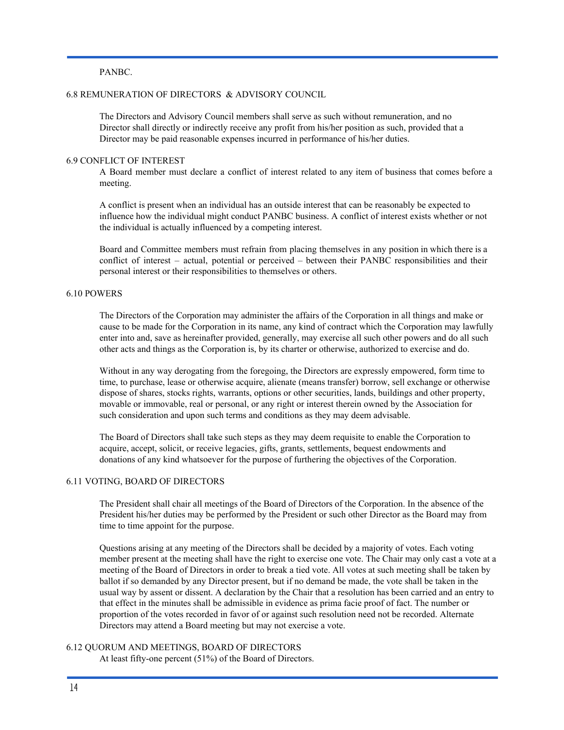PANBC.

### 6.8 REMUNERATION OF DIRECTORS & ADVISORY COUNCIL

The Directors and Advisory Council members shall serve as such without remuneration, and no Director shall directly or indirectly receive any profit from his/her position as such, provided that a Director may be paid reasonable expenses incurred in performance of his/her duties.

### 6.9 CONFLICT OF INTEREST

A Board member must declare a conflict of interest related to any item of business that comes before a meeting.

A conflict is present when an individual has an outside interest that can be reasonably be expected to influence how the individual might conduct PANBC business. A conflict of interest exists whether or not the individual is actually influenced by a competing interest.

Board and Committee members must refrain from placing themselves in any position in which there is a conflict of interest – actual, potential or perceived – between their PANBC responsibilities and their personal interest or their responsibilities to themselves or others.

### 6.10 POWERS

The Directors of the Corporation may administer the affairs of the Corporation in all things and make or cause to be made for the Corporation in its name, any kind of contract which the Corporation may lawfully enter into and, save as hereinafter provided, generally, may exercise all such other powers and do all such other acts and things as the Corporation is, by its charter or otherwise, authorized to exercise and do.

Without in any way derogating from the foregoing, the Directors are expressly empowered, form time to time, to purchase, lease or otherwise acquire, alienate (means transfer) borrow, sell exchange or otherwise dispose of shares, stocks rights, warrants, options or other securities, lands, buildings and other property, movable or immovable, real or personal, or any right or interest therein owned by the Association for such consideration and upon such terms and conditions as they may deem advisable.

The Board of Directors shall take such steps as they may deem requisite to enable the Corporation to acquire, accept, solicit, or receive legacies, gifts, grants, settlements, bequest endowments and donations of any kind whatsoever for the purpose of furthering the objectives of the Corporation.

### 6.11 VOTING, BOARD OF DIRECTORS

The President shall chair all meetings of the Board of Directors of the Corporation. In the absence of the President his/her duties may be performed by the President or such other Director as the Board may from time to time appoint for the purpose.

Questions arising at any meeting of the Directors shall be decided by a majority of votes. Each voting member present at the meeting shall have the right to exercise one vote. The Chair may only cast a vote at a meeting of the Board of Directors in order to break a tied vote. All votes at such meeting shall be taken by ballot if so demanded by any Director present, but if no demand be made, the vote shall be taken in the usual way by assent or dissent. A declaration by the Chair that a resolution has been carried and an entry to that effect in the minutes shall be admissible in evidence as prima facie proof of fact. The number or proportion of the votes recorded in favor of or against such resolution need not be recorded. Alternate Directors may attend a Board meeting but may not exercise a vote.

### 6.12 QUORUM AND MEETINGS, BOARD OF DIRECTORS

At least fifty-one percent (51%) of the Board of Directors.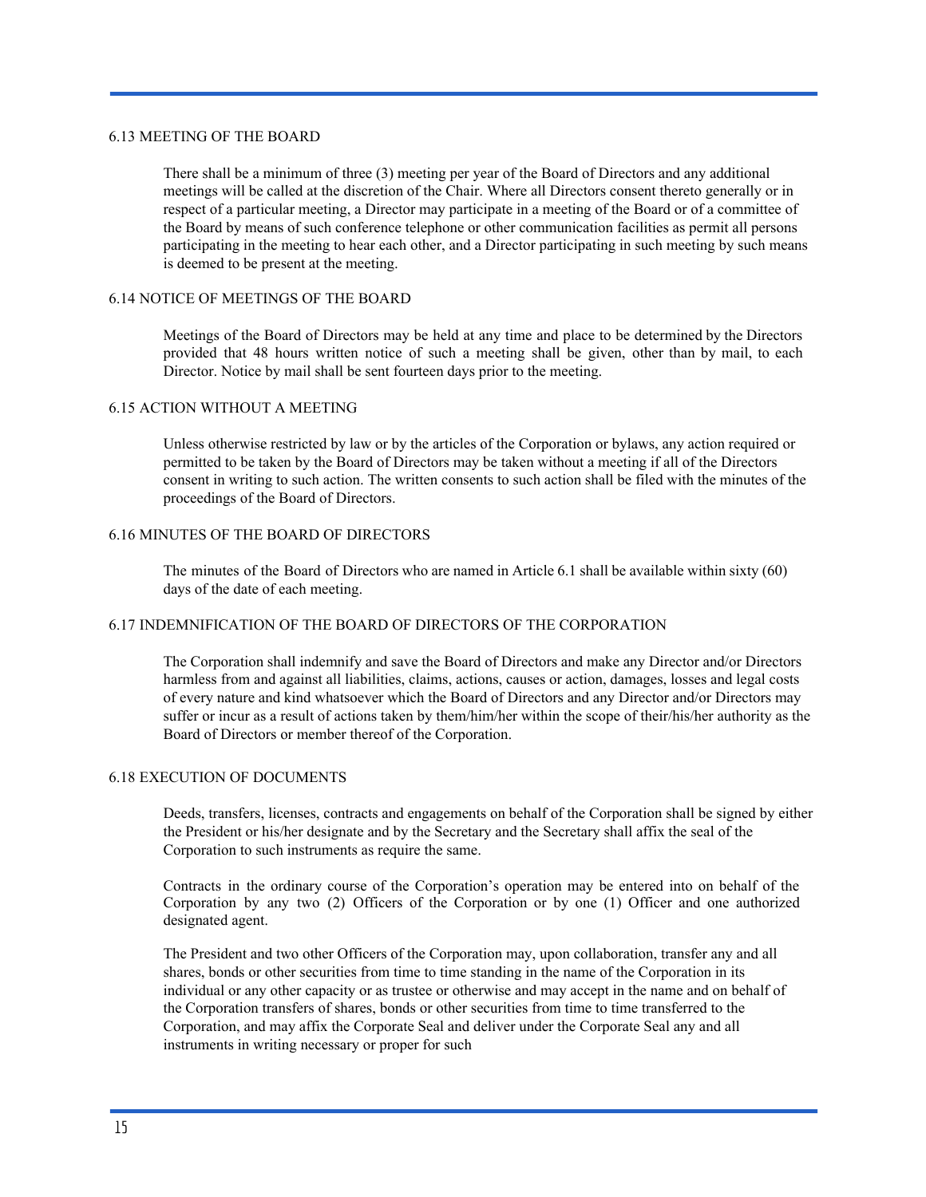### 6.13 MEETING OF THE BOARD

There shall be a minimum of three (3) meeting per year of the Board of Directors and any additional meetings will be called at the discretion of the Chair. Where all Directors consent thereto generally or in respect of a particular meeting, a Director may participate in a meeting of the Board or of a committee of the Board by means of such conference telephone or other communication facilities as permit all persons participating in the meeting to hear each other, and a Director participating in such meeting by such means is deemed to be present at the meeting.

### 6.14 NOTICE OF MEETINGS OF THE BOARD

Meetings of the Board of Directors may be held at any time and place to be determined by the Directors provided that 48 hours written notice of such a meeting shall be given, other than by mail, to each Director. Notice by mail shall be sent fourteen days prior to the meeting.

### 6.15 ACTION WITHOUT A MEETING

Unless otherwise restricted by law or by the articles of the Corporation or bylaws, any action required or permitted to be taken by the Board of Directors may be taken without a meeting if all of the Directors consent in writing to such action. The written consents to such action shall be filed with the minutes of the proceedings of the Board of Directors.

### 6.16 MINUTES OF THE BOARD OF DIRECTORS

The minutes of the Board of Directors who are named in Article 6.1 shall be available within sixty (60) days of the date of each meeting.

### 6.17 INDEMNIFICATION OF THE BOARD OF DIRECTORS OF THE CORPORATION

The Corporation shall indemnify and save the Board of Directors and make any Director and/or Directors harmless from and against all liabilities, claims, actions, causes or action, damages, losses and legal costs of every nature and kind whatsoever which the Board of Directors and any Director and/or Directors may suffer or incur as a result of actions taken by them/him/her within the scope of their/his/her authority as the Board of Directors or member thereof of the Corporation.

### 6.18 EXECUTION OF DOCUMENTS

Deeds, transfers, licenses, contracts and engagements on behalf of the Corporation shall be signed by either the President or his/her designate and by the Secretary and the Secretary shall affix the seal of the Corporation to such instruments as require the same.

Contracts in the ordinary course of the Corporation's operation may be entered into on behalf of the Corporation by any two (2) Officers of the Corporation or by one (1) Officer and one authorized designated agent.

The President and two other Officers of the Corporation may, upon collaboration, transfer any and all shares, bonds or other securities from time to time standing in the name of the Corporation in its individual or any other capacity or as trustee or otherwise and may accept in the name and on behalf of the Corporation transfers of shares, bonds or other securities from time to time transferred to the Corporation, and may affix the Corporate Seal and deliver under the Corporate Seal any and all instruments in writing necessary or proper for such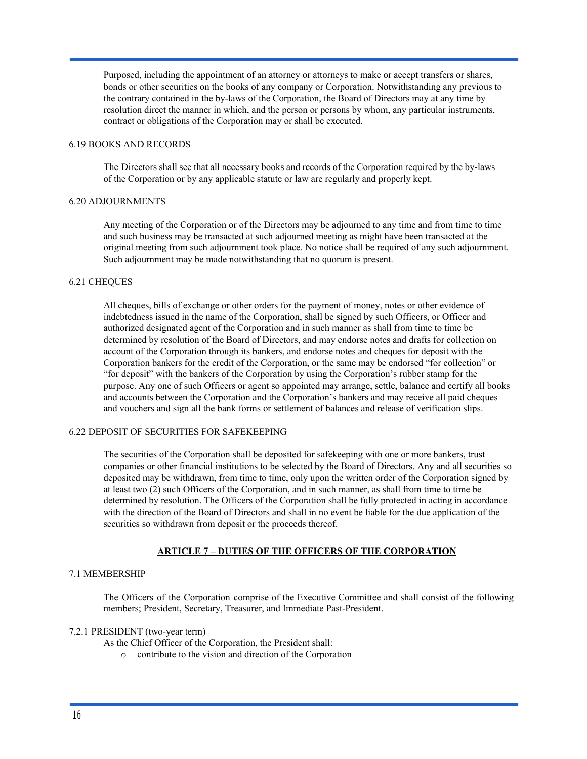Purposed, including the appointment of an attorney or attorneys to make or accept transfers or shares, bonds or other securities on the books of any company or Corporation. Notwithstanding any previous to the contrary contained in the by-laws of the Corporation, the Board of Directors may at any time by resolution direct the manner in which, and the person or persons by whom, any particular instruments, contract or obligations of the Corporation may or shall be executed.

6.19 BOOKS AND RECORDS

The Directors shall see that all necessary books and records of the Corporation required by the by-laws of the Corporation or by any applicable statute or law are regularly and properly kept.

6.20 ADJOURNMENTS

Any meeting of the Corporation or of the Directors may be adjourned to any time and from time to time and such business may be transacted at such adjourned meeting as might have been transacted at the original meeting from such adjournment took place. No notice shall be required of any such adjournment. Such adjournment may be made notwithstanding that no quorum is present.

6.21 CHEQUES

All cheques, bills of exchange or other orders for the payment of money, notes or other evidence of indebtedness issued in the name of the Corporation, shall be signed by such Officers, or Officer and authorized designated agent of the Corporation and in such manner as shall from time to time be determined by resolution of the Board of Directors, and may endorse notes and drafts for collection on account of the Corporation through its bankers, and endorse notes and cheques for deposit with the Corporation bankers for the credit of the Corporation, or the same may be endorsed "for collection" or "for deposit" with the bankers of the Corporation by using the Corporation's rubber stamp for the purpose. Any one of such Officers or agent so appointed may arrange, settle, balance and certify all books and accounts between the Corporation and the Corporation's bankers and may receive all paid cheques and vouchers and sign all the bank forms or settlement of balances and release of verification slips.

6.22 DEPOSIT OF SECURITIES FOR SAFEKEEPING

The securities of the Corporation shall be deposited for safekeeping with one or more bankers, trust companies or other financial institutions to be selected by the Board of Directors. Any and all securities so deposited may be withdrawn, from time to time, only upon the written order of the Corporation signed by at least two (2) such Officers of the Corporation, and in such manner, as shall from time to time be determined by resolution. The Officers of the Corporation shall be fully protected in acting in accordance with the direction of the Board of Directors and shall in no event be liable for the due application of the securities so withdrawn from deposit or the proceeds thereof.

## ARTICLE 7 – DUTIES OF THE OFFICERS OF THE CORPORATION

7.1 MEMBERSHIP

The Officers of the Corporation comprise of the Executive Committee and shall consist of the following members; President, Secretary, Treasurer, and Immediate Past-President.

7.2.1 PRESIDENT (two-year term)

As the Chief Officer of the Corporation, the President shall:

- contribute to the vision and direction of the Corporation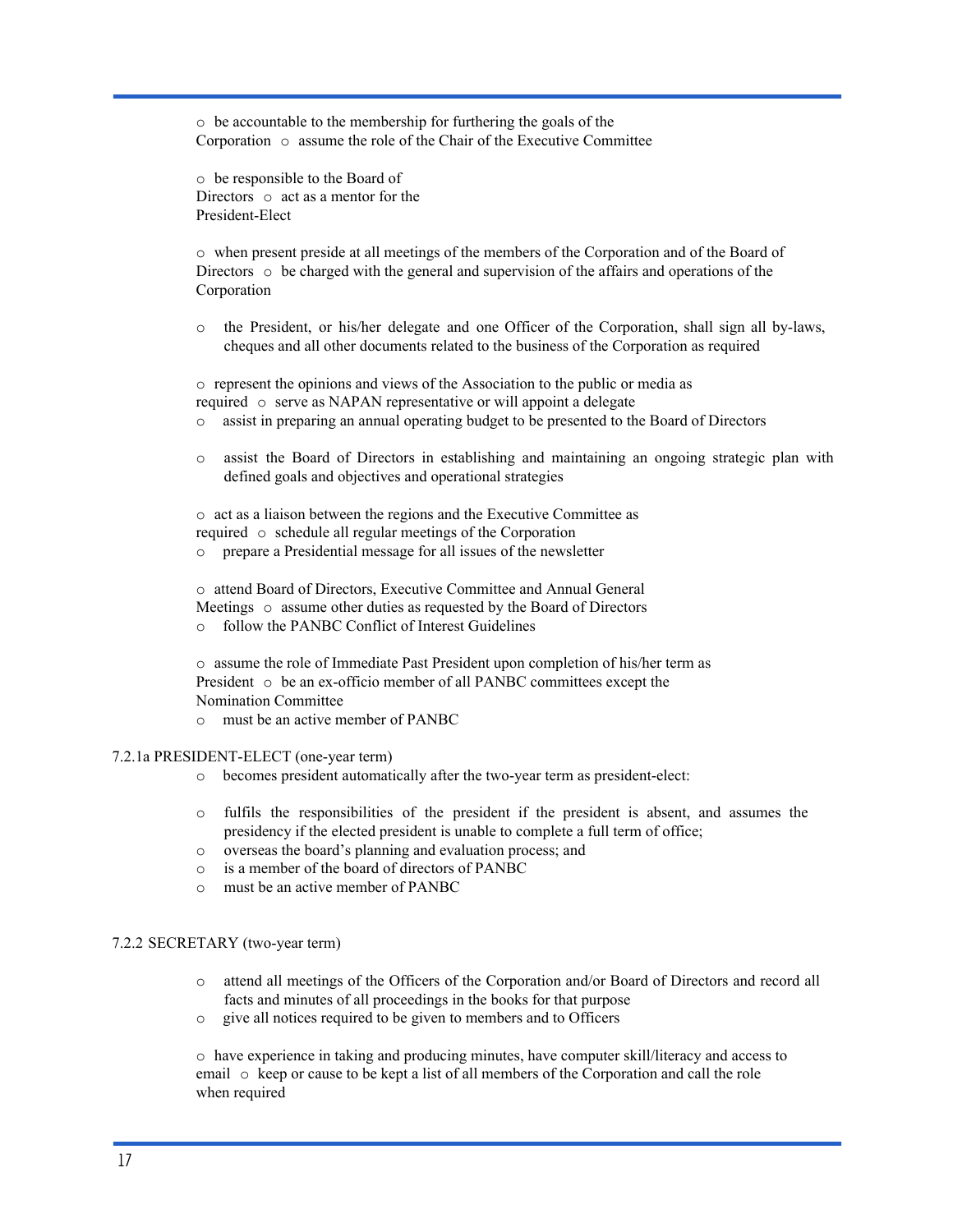- be accountable to the membership for furthering the goals of the Corporation
- assume the role of the Chair of the Executive Committee
- be responsible to the Board of Directors
- act as a mentor for the President-Elect
- when present preside at all meetings of the members of the Corporation and of the Board of Directors
- be charged with the general and supervision of the affairs and operations of the Corporation
- the President, or his/her delegate and one Officer of the Corporation, shall sign all by-laws, cheques and all other documents related to the business of the Corporation as required
- represent the opinions and views of the Association to the public or media as required
- serve as NAPAN representative or will appoint a delegate
- assist in preparing an annual operating budget to be presented to the Board of Directors
- assist the Board of Directors in establishing and maintaining an ongoing strategic plan with defined goals and objectives and operational strategies
- act as a liaison between the regions and the Executive Committee as required
- schedule all regular meetings of the Corporation
- prepare a Presidential message for all issues of the newsletter
- attend Board of Directors, Executive Committee and Annual General Meetings
- assume other duties as requested by the Board of Directors
- follow the PANBC Conflict of Interest Guidelines
- assume the role of Immediate Past President upon completion of his/her term as President
- be an ex-officio member of all PANBC committees except the Nomination Committee
- must be an active member of PANBC

7.2.1a PRESIDENT-ELECT (one-year term)

- becomes president automatically after the two-year term as president-elect:
- fulfils the responsibilities of the president if the president is absent, and assumes the presidency if the elected president is unable to complete a full term of office;
- overseas the board's planning and evaluation process; and
- is a member of the board of directors of PANBC
- must be an active member of PANBC

7.2.2 SECRETARY (two-year term)

- attend all meetings of the Officers of the Corporation and/or Board of Directors and record all facts and minutes of all proceedings in the books for that purpose
- give all notices required to be given to members and to Officers
- have experience in taking and producing minutes, have computer skill/literacy and access to email
- keep or cause to be kept a list of all members of the Corporation and call the role when required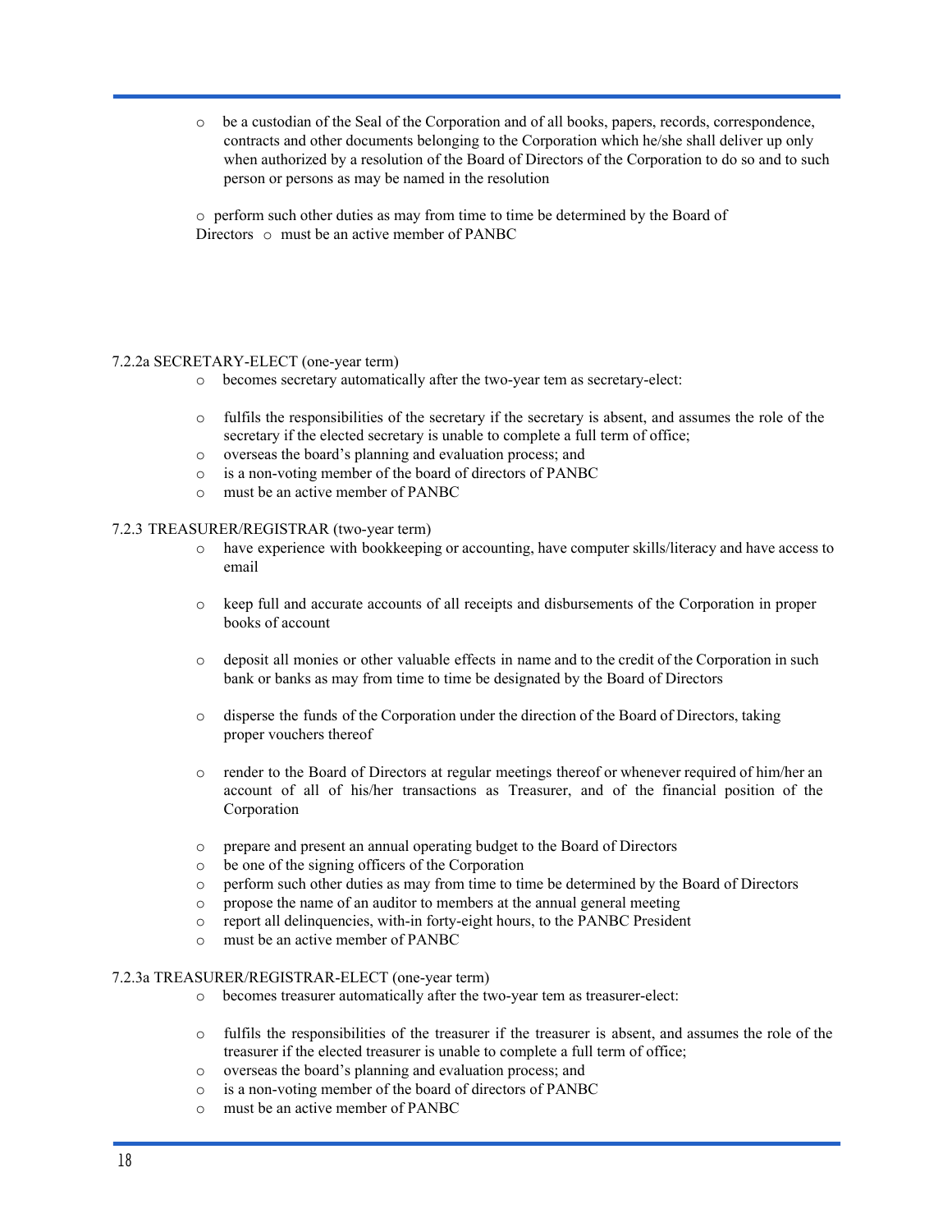- be a custodian of the Seal of the Corporation and of all books, papers, records, correspondence, contracts and other documents belonging to the Corporation which he/she shall deliver up only when authorized by a resolution of the Board of Directors of the Corporation to do so and to such person or persons as may be named in the resolution
- perform such other duties as may from time to time be determined by the Board of Directors
- must be an active member of PANBC

7.2.2a SECRETARY-ELECT (one-year term)

- becomes secretary automatically after the two-year tem as secretary-elect:
- fulfils the responsibilities of the secretary if the secretary is absent, and assumes the role of the secretary if the elected secretary is unable to complete a full term of office;
- overseas the board's planning and evaluation process; and
- is a non-voting member of the board of directors of PANBC
- must be an active member of PANBC

7.2.3 TREASURER/REGISTRAR (two-year term)

- have experience with bookkeeping or accounting, have computer skills/literacy and have access to email
- keep full and accurate accounts of all receipts and disbursements of the Corporation in proper books of account
- deposit all monies or other valuable effects in name and to the credit of the Corporation in such bank or banks as may from time to time be designated by the Board of Directors
- disperse the funds of the Corporation under the direction of the Board of Directors, taking proper vouchers thereof
- render to the Board of Directors at regular meetings thereof or whenever required of him/her an account of all of his/her transactions as Treasurer, and of the financial position of the Corporation
- prepare and present an annual operating budget to the Board of Directors
- be one of the signing officers of the Corporation
- perform such other duties as may from time to time be determined by the Board of Directors
- propose the name of an auditor to members at the annual general meeting
- report all delinquencies, with-in forty-eight hours, to the PANBC President
- must be an active member of PANBC

7.2.3a TREASURER/REGISTRAR-ELECT (one-year term)

- becomes treasurer automatically after the two-year tem as treasurer-elect:
- fulfils the responsibilities of the treasurer if the treasurer is absent, and assumes the role of the treasurer if the elected treasurer is unable to complete a full term of office;
- overseas the board's planning and evaluation process; and
- is a non-voting member of the board of directors of PANBC
- must be an active member of PANBC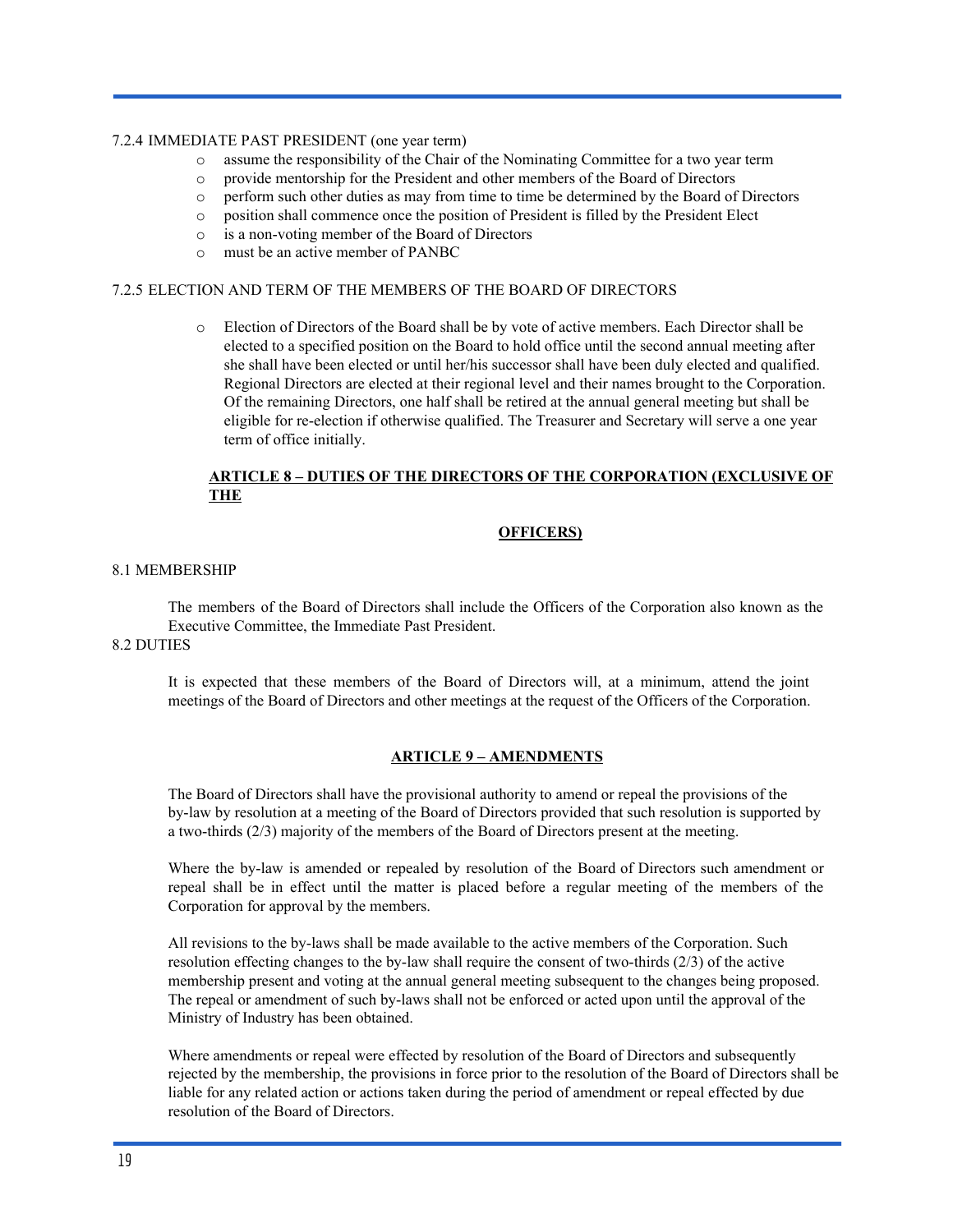7.2.4 IMMEDIATE PAST PRESIDENT (one year term)

- assume the responsibility of the Chair of the Nominating Committee for a two year term
- provide mentorship for the President and other members of the Board of Directors
- perform such other duties as may from time to time be determined by the Board of Directors
- position shall commence once the position of President is filled by the President Elect
- is a non-voting member of the Board of Directors
- must be an active member of PANBC

7.2.5 ELECTION AND TERM OF THE MEMBERS OF THE BOARD OF DIRECTORS

- Election of Directors of the Board shall be by vote of active members. Each Director shall be elected to a specified position on the Board to hold office until the second annual meeting after she shall have been elected or until her/his successor shall have been duly elected and qualified. Regional Directors are elected at their regional level and their names brought to the Corporation. Of the remaining Directors, one half shall be retired at the annual general meeting but shall be eligible for re-election if otherwise qualified. The Treasurer and Secretary will serve a one year term of office initially.

## ARTICLE 8 – DUTIES OF THE DIRECTORS OF THE CORPORATION (EXCLUSIVE OF THE OFFICERS)

8.1 MEMBERSHIP

The members of the Board of Directors shall include the Officers of the Corporation also known as the Executive Committee, the Immediate Past President.

8.2 DUTIES

It is expected that these members of the Board of Directors will, at a minimum, attend the joint meetings of the Board of Directors and other meetings at the request of the Officers of the Corporation.

## ARTICLE 9 – AMENDMENTS

The Board of Directors shall have the provisional authority to amend or repeal the provisions of the by-law by resolution at a meeting of the Board of Directors provided that such resolution is supported by a two-thirds (2/3) majority of the members of the Board of Directors present at the meeting.

Where the by-law is amended or repealed by resolution of the Board of Directors such amendment or repeal shall be in effect until the matter is placed before a regular meeting of the members of the Corporation for approval by the members.

All revisions to the by-laws shall be made available to the active members of the Corporation. Such resolution effecting changes to the by-law shall require the consent of two-thirds (2/3) of the active membership present and voting at the annual general meeting subsequent to the changes being proposed. The repeal or amendment of such by-laws shall not be enforced or acted upon until the approval of the Ministry of Industry has been obtained.

Where amendments or repeal were effected by resolution of the Board of Directors and subsequently rejected by the membership, the provisions in force prior to the resolution of the Board of Directors shall be liable for any related action or actions taken during the period of amendment or repeal effected by due resolution of the Board of Directors.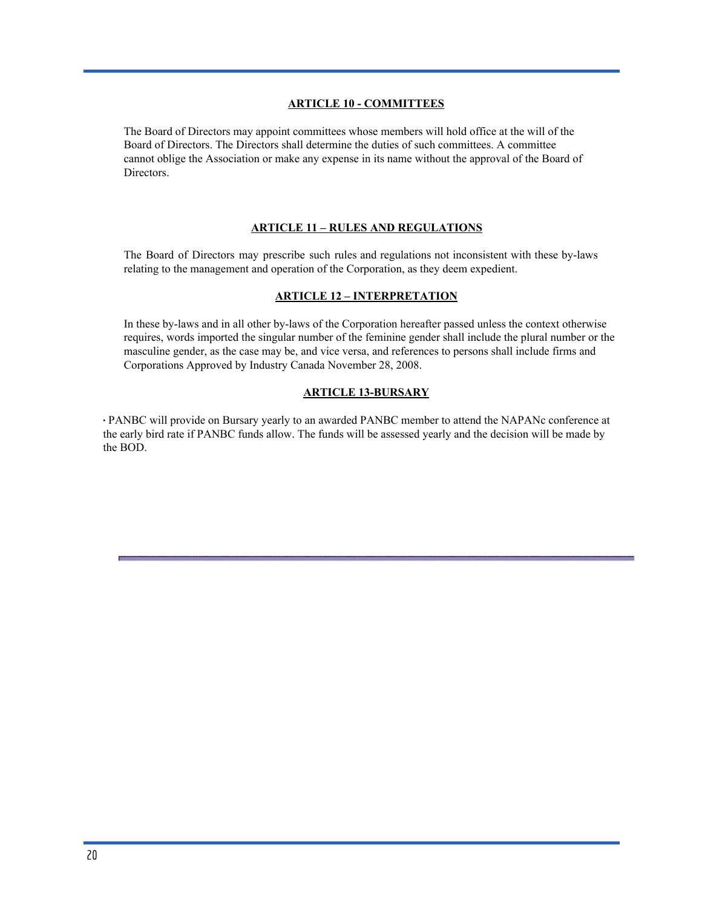## ARTICLE 10 - COMMITTEES

The Board of Directors may appoint committees whose members will hold office at the will of the Board of Directors. The Directors shall determine the duties of such committees. A committee cannot oblige the Association or make any expense in its name without the approval of the Board of Directors.

## ARTICLE 11 – RULES AND REGULATIONS

The Board of Directors may prescribe such rules and regulations not inconsistent with these by-laws relating to the management and operation of the Corporation, as they deem expedient.

## ARTICLE 12 – INTERPRETATION

In these by-laws and in all other by-laws of the Corporation hereafter passed unless the context otherwise requires, words imported the singular number of the feminine gender shall include the plural number or the masculine gender, as the case may be, and vice versa, and references to persons shall include firms and Corporations Approved by Industry Canada November 28, 2008.

## ARTICLE 13-BURSARY

- PANBC will provide on Bursary yearly to an awarded PANBC member to attend the NAPANc conference at the early bird rate if PANBC funds allow. The funds will be assessed yearly and the decision will be made by the BOD.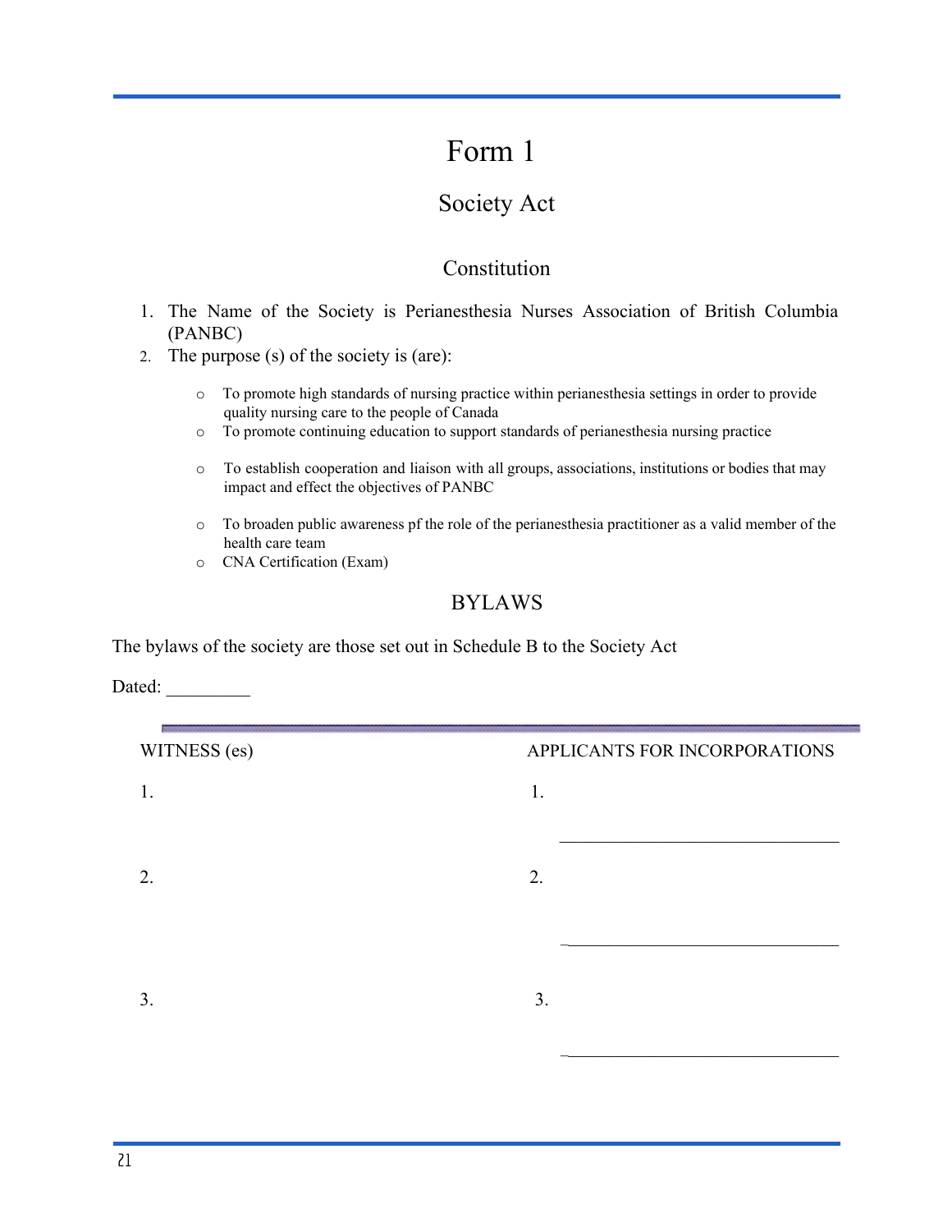# Form 1

## Society Act

## Constitution

1. The Name of the Society is Perianesthesia Nurses Association of British Columbia (PANBC)
2. The purpose (s) of the society is (are):

   - To promote high standards of nursing practice within perianesthesia settings in order to provide quality nursing care to the people of Canada
   - To promote continuing education to support standards of perianesthesia nursing practice
   - To establish cooperation and liaison with all groups, associations, institutions or bodies that may impact and effect the objectives of PANBC
   - To broaden public awareness pf the role of the perianesthesia practitioner as a valid member of the health care team
   - CNA Certification (Exam)

## BYLAWS

The bylaws of the society are those set out in Schedule B to the Society Act

Dated: _________

| WITNESS (es) | APPLICANTS FOR INCORPORATIONS |
|---|---|
| 1. | 1. ________________________________ |
| 2. | 2. ________________________________ |
| 3. | 3. ________________________________ |